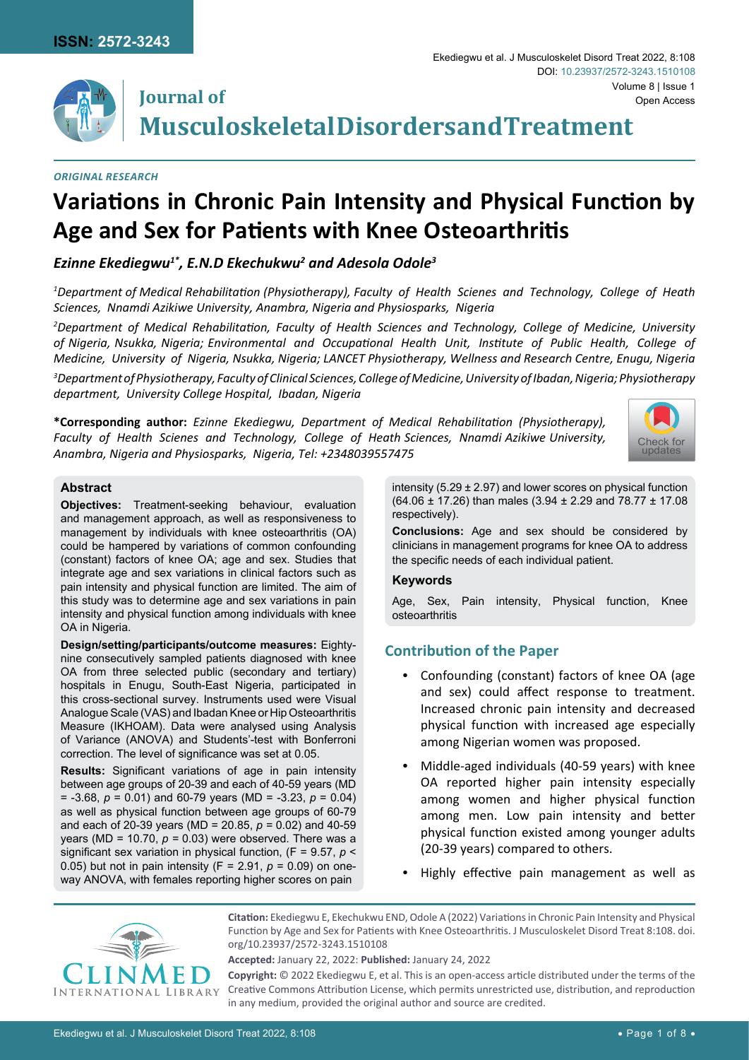ISSN: 2572-3243

Ekediegwu et al. J Musculoskelet Disord Treat 2022, 8:108

DOI: 10.23937/2572-3243.1510108

Volume 8 | Issue 1

Open Access

# Journal of Musculoskeletal Disorders and Treatment

*ORIGINAL RESEARCH*

# Variations in Chronic Pain Intensity and Physical Function by Age and Sex for Patients with Knee Osteoarthritis

***Ezinne Ekediegwu[1*], E.N.D Ekechukwu[2] and Adesola Odole[3]***

[1]*Department of Medical Rehabilitation (Physiotherapy), Faculty of Health Scienes and Technology, College of Heath Sciences, Nnamdi Azikiwe University, Anambra, Nigeria and Physiosparks, Nigeria*

[2]*Department of Medical Rehabilitation, Faculty of Health Sciences and Technology, College of Medicine, University of Nigeria, Nsukka, Nigeria; Environmental and Occupational Health Unit, Institute of Public Health, College of Medicine, University of Nigeria, Nsukka, Nigeria; LANCET Physiotherapy, Wellness and Research Centre, Enugu, Nigeria*

[3]*Department of Physiotherapy, Faculty of Clinical Sciences, College of Medicine, University of Ibadan, Nigeria; Physiotherapy department, University College Hospital, Ibadan, Nigeria*

**\*Corresponding author:** *Ezinne Ekediegwu, Department of Medical Rehabilitation (Physiotherapy), Faculty of Health Scienes and Technology, College of Heath Sciences, Nnamdi Azikiwe University, Anambra, Nigeria and Physiosparks, Nigeria, Tel: +2348039557475*

## Abstract

**Objectives:** Treatment-seeking behaviour, evaluation and management approach, as well as responsiveness to management by individuals with knee osteoarthritis (OA) could be hampered by variations of common confounding (constant) factors of knee OA; age and sex. Studies that integrate age and sex variations in clinical factors such as pain intensity and physical function are limited. The aim of this study was to determine age and sex variations in pain intensity and physical function among individuals with knee OA in Nigeria.

**Design/setting/participants/outcome measures:** Eighty-nine consecutively sampled patients diagnosed with knee OA from three selected public (secondary and tertiary) hospitals in Enugu, South-East Nigeria, participated in this cross-sectional survey. Instruments used were Visual Analogue Scale (VAS) and Ibadan Knee or Hip Osteoarthritis Measure (IKHOAM). Data were analysed using Analysis of Variance (ANOVA) and Students'-test with Bonferroni correction. The level of significance was set at 0.05.

**Results:** Significant variations of age in pain intensity between age groups of 20-39 and each of 40-59 years (MD = -3.68, $p = 0.01$) and 60-79 years (MD = -3.23, $p = 0.04$) as well as physical function between age groups of 60-79 and each of 20-39 years (MD = 20.85, $p = 0.02$) and 40-59 years (MD = 10.70, $p = 0.03$) were observed. There was a significant sex variation in physical function, ($F = 9.57$, $p < 0.05$) but not in pain intensity ($F = 2.91$, $p = 0.09$) on one-way ANOVA, with females reporting higher scores on pain intensity (5.29 ± 2.97) and lower scores on physical function (64.06 ± 17.26) than males (3.94 ± 2.29 and 78.77 ± 17.08 respectively).

**Conclusions:** Age and sex should be considered by clinicians in management programs for knee OA to address the specific needs of each individual patient.

### Keywords

Age, Sex, Pain intensity, Physical function, Knee osteoarthritis

## Contribution of the Paper

- Confounding (constant) factors of knee OA (age and sex) could affect response to treatment. Increased chronic pain intensity and decreased physical function with increased age especially among Nigerian women was proposed.
- Middle-aged individuals (40-59 years) with knee OA reported higher pain intensity especially among women and higher physical function among men. Low pain intensity and better physical function existed among younger adults (20-39 years) compared to others.
- Highly effective pain management as well as

**Citation:** Ekediegwu E, Ekechukwu END, Odole A (2022) Variations in Chronic Pain Intensity and Physical Function by Age and Sex for Patients with Knee Osteoarthritis. J Musculoskelet Disord Treat 8:108. doi.org/10.23937/2572-3243.1510108

**Accepted:** January 22, 2022: **Published:** January 24, 2022

**Copyright:** © 2022 Ekediegwu E, et al. This is an open-access article distributed under the terms of the Creative Commons Attribution License, which permits unrestricted use, distribution, and reproduction in any medium, provided the original author and source are credited.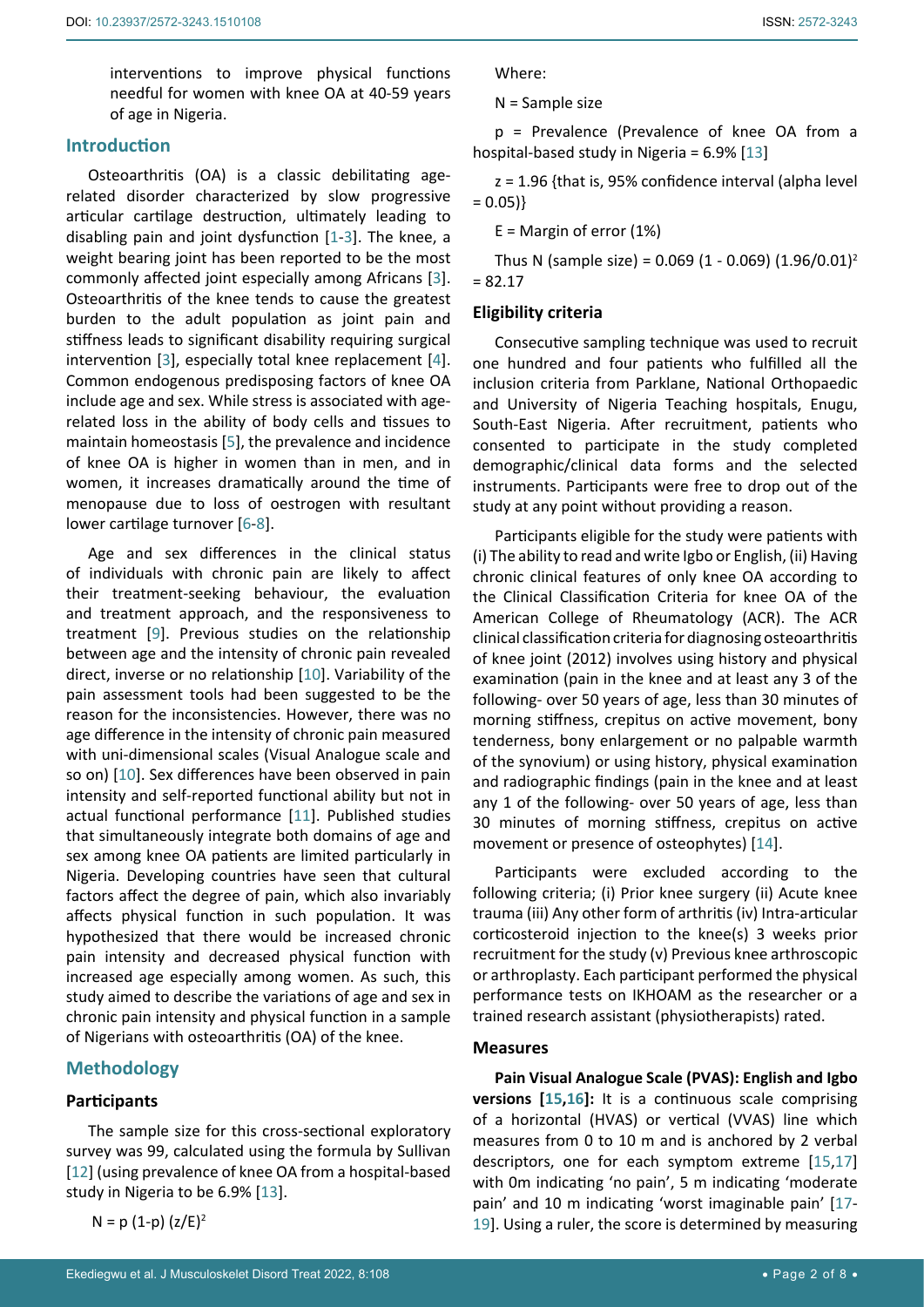interventions to improve physical functions needful for women with knee OA at 40-59 years of age in Nigeria.

## Introduction

Osteoarthritis (OA) is a classic debilitating age-related disorder characterized by slow progressive articular cartilage destruction, ultimately leading to disabling pain and joint dysfunction [1-3]. The knee, a weight bearing joint has been reported to be the most commonly affected joint especially among Africans [3]. Osteoarthritis of the knee tends to cause the greatest burden to the adult population as joint pain and stiffness leads to significant disability requiring surgical intervention [3], especially total knee replacement [4]. Common endogenous predisposing factors of knee OA include age and sex. While stress is associated with age-related loss in the ability of body cells and tissues to maintain homeostasis [5], the prevalence and incidence of knee OA is higher in women than in men, and in women, it increases dramatically around the time of menopause due to loss of oestrogen with resultant lower cartilage turnover [6-8].

Age and sex differences in the clinical status of individuals with chronic pain are likely to affect their treatment-seeking behaviour, the evaluation and treatment approach, and the responsiveness to treatment [9]. Previous studies on the relationship between age and the intensity of chronic pain revealed direct, inverse or no relationship [10]. Variability of the pain assessment tools had been suggested to be the reason for the inconsistencies. However, there was no age difference in the intensity of chronic pain measured with uni-dimensional scales (Visual Analogue scale and so on) [10]. Sex differences have been observed in pain intensity and self-reported functional ability but not in actual functional performance [11]. Published studies that simultaneously integrate both domains of age and sex among knee OA patients are limited particularly in Nigeria. Developing countries have seen that cultural factors affect the degree of pain, which also invariably affects physical function in such population. It was hypothesized that there would be increased chronic pain intensity and decreased physical function with increased age especially among women. As such, this study aimed to describe the variations of age and sex in chronic pain intensity and physical function in a sample of Nigerians with osteoarthritis (OA) of the knee.

## Methodology

### Participants

The sample size for this cross-sectional exploratory survey was 99, calculated using the formula by Sullivan [12] (using prevalence of knee OA from a hospital-based study in Nigeria to be 6.9% [13].

$$N = p\,(1-p)\,(z/E)^2$$

Where:

N = Sample size

p = Prevalence (Prevalence of knee OA from a hospital-based study in Nigeria = 6.9% [13]

z = 1.96 {that is, 95% confidence interval (alpha level = 0.05)}

E = Margin of error (1%)

Thus N (sample size) = $0.069\,(1 - 0.069)\,(1.96/0.01)^2 = 82.17$

### Eligibility criteria

Consecutive sampling technique was used to recruit one hundred and four patients who fulfilled all the inclusion criteria from Parklane, National Orthopaedic and University of Nigeria Teaching hospitals, Enugu, South-East Nigeria. After recruitment, patients who consented to participate in the study completed demographic/clinical data forms and the selected instruments. Participants were free to drop out of the study at any point without providing a reason.

Participants eligible for the study were patients with (i) The ability to read and write Igbo or English, (ii) Having chronic clinical features of only knee OA according to the Clinical Classification Criteria for knee OA of the American College of Rheumatology (ACR). The ACR clinical classification criteria for diagnosing osteoarthritis of knee joint (2012) involves using history and physical examination (pain in the knee and at least any 3 of the following- over 50 years of age, less than 30 minutes of morning stiffness, crepitus on active movement, bony tenderness, bony enlargement or no palpable warmth of the synovium) or using history, physical examination and radiographic findings (pain in the knee and at least any 1 of the following- over 50 years of age, less than 30 minutes of morning stiffness, crepitus on active movement or presence of osteophytes) [14].

Participants were excluded according to the following criteria; (i) Prior knee surgery (ii) Acute knee trauma (iii) Any other form of arthritis (iv) Intra-articular corticosteroid injection to the knee(s) 3 weeks prior recruitment for the study (v) Previous knee arthroscopic or arthroplasty. Each participant performed the physical performance tests on IKHOAM as the researcher or a trained research assistant (physiotherapists) rated.

### Measures

**Pain Visual Analogue Scale (PVAS): English and Igbo versions [15,16]:** It is a continuous scale comprising of a horizontal (HVAS) or vertical (VVAS) line which measures from 0 to 10 m and is anchored by 2 verbal descriptors, one for each symptom extreme [15,17] with 0m indicating 'no pain', 5 m indicating 'moderate pain' and 10 m indicating 'worst imaginable pain' [17-19]. Using a ruler, the score is determined by measuring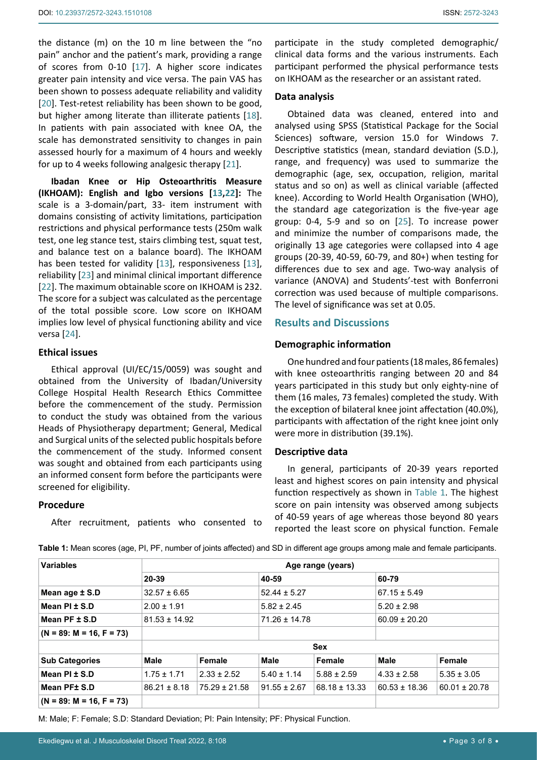the distance (m) on the 10 m line between the "no pain" anchor and the patient's mark, providing a range of scores from 0-10 [17]. A higher score indicates greater pain intensity and vice versa. The pain VAS has been shown to possess adequate reliability and validity [20]. Test-retest reliability has been shown to be good, but higher among literate than illiterate patients [18]. In patients with pain associated with knee OA, the scale has demonstrated sensitivity to changes in pain assessed hourly for a maximum of 4 hours and weekly for up to 4 weeks following analgesic therapy [21].

**Ibadan Knee or Hip Osteoarthritis Measure (IKHOAM): English and Igbo versions [13,22]:** The scale is a 3-domain/part, 33- item instrument with domains consisting of activity limitations, participation restrictions and physical performance tests (250m walk test, one leg stance test, stairs climbing test, squat test, and balance test on a balance board). The IKHOAM has been tested for validity [13], responsiveness [13], reliability [23] and minimal clinical important difference [22]. The maximum obtainable score on IKHOAM is 232. The score for a subject was calculated as the percentage of the total possible score. Low score on IKHOAM implies low level of physical functioning ability and vice versa [24].

### Ethical issues

Ethical approval (UI/EC/15/0059) was sought and obtained from the University of Ibadan/University College Hospital Health Research Ethics Committee before the commencement of the study. Permission to conduct the study was obtained from the various Heads of Physiotherapy department; General, Medical and Surgical units of the selected public hospitals before the commencement of the study. Informed consent was sought and obtained from each participants using an informed consent form before the participants were screened for eligibility.

### Procedure

After recruitment, patients who consented to participate in the study completed demographic/ clinical data forms and the various instruments. Each participant performed the physical performance tests on IKHOAM as the researcher or an assistant rated.

### Data analysis

Obtained data was cleaned, entered into and analysed using SPSS (Statistical Package for the Social Sciences) software, version 15.0 for Windows 7. Descriptive statistics (mean, standard deviation (S.D.), range, and frequency) was used to summarize the demographic (age, sex, occupation, religion, marital status and so on) as well as clinical variable (affected knee). According to World Health Organisation (WHO), the standard age categorization is the five-year age group: 0-4, 5-9 and so on [25]. To increase power and minimize the number of comparisons made, the originally 13 age categories were collapsed into 4 age groups (20-39, 40-59, 60-79, and 80+) when testing for differences due to sex and age. Two-way analysis of variance (ANOVA) and Students'-test with Bonferroni correction was used because of multiple comparisons. The level of significance was set at 0.05.

## Results and Discussions

### Demographic information

One hundred and four patients (18 males, 86 females) with knee osteoarthritis ranging between 20 and 84 years participated in this study but only eighty-nine of them (16 males, 73 females) completed the study. With the exception of bilateral knee joint affectation (40.0%), participants with affectation of the right knee joint only were more in distribution (39.1%).

### Descriptive data

In general, participants of 20-39 years reported least and highest scores on pain intensity and physical function respectively as shown in Table 1. The highest score on pain intensity was observed among subjects of 40-59 years of age whereas those beyond 80 years reported the least score on physical function. Female

**Table 1:** Mean scores (age, PI, PF, number of joints affected) and SD in different age groups among male and female participants.

| Variables | Age range (years) | | | | | |
|---|---|---|---|---|---|---|
| | 20-39 | | 40-59 | | 60-79 | |
| Mean age ± S.D | 32.57 ± 6.65 | | 52.44 ± 5.27 | | 67.15 ± 5.49 | |
| Mean PI ± S.D | 2.00 ± 1.91 | | 5.82 ± 2.45 | | 5.20 ± 2.98 | |
| Mean PF ± S.D | 81.53 ± 14.92 | | 71.26 ± 14.78 | | 60.09 ± 20.20 | |
| (N = 89: M = 16, F = 73) | | | | | | |
| | Sex | | | | | |
| Sub Categories | Male | Female | Male | Female | Male | Female |
| Mean PI ± S.D | 1.75 ± 1.71 | 2.33 ± 2.52 | 5.40 ± 1.14 | 5.88 ± 2.59 | 4.33 ± 2.58 | 5.35 ± 3.05 |
| Mean PF± S.D | 86.21 ± 8.18 | 75.29 ± 21.58 | 91.55 ± 2.67 | 68.18 ± 13.33 | 60.53 ± 18.36 | 60.01 ± 20.78 |
| (N = 89: M = 16, F = 73) | | | | | | |

M: Male; F: Female; S.D: Standard Deviation; PI: Pain Intensity; PF: Physical Function.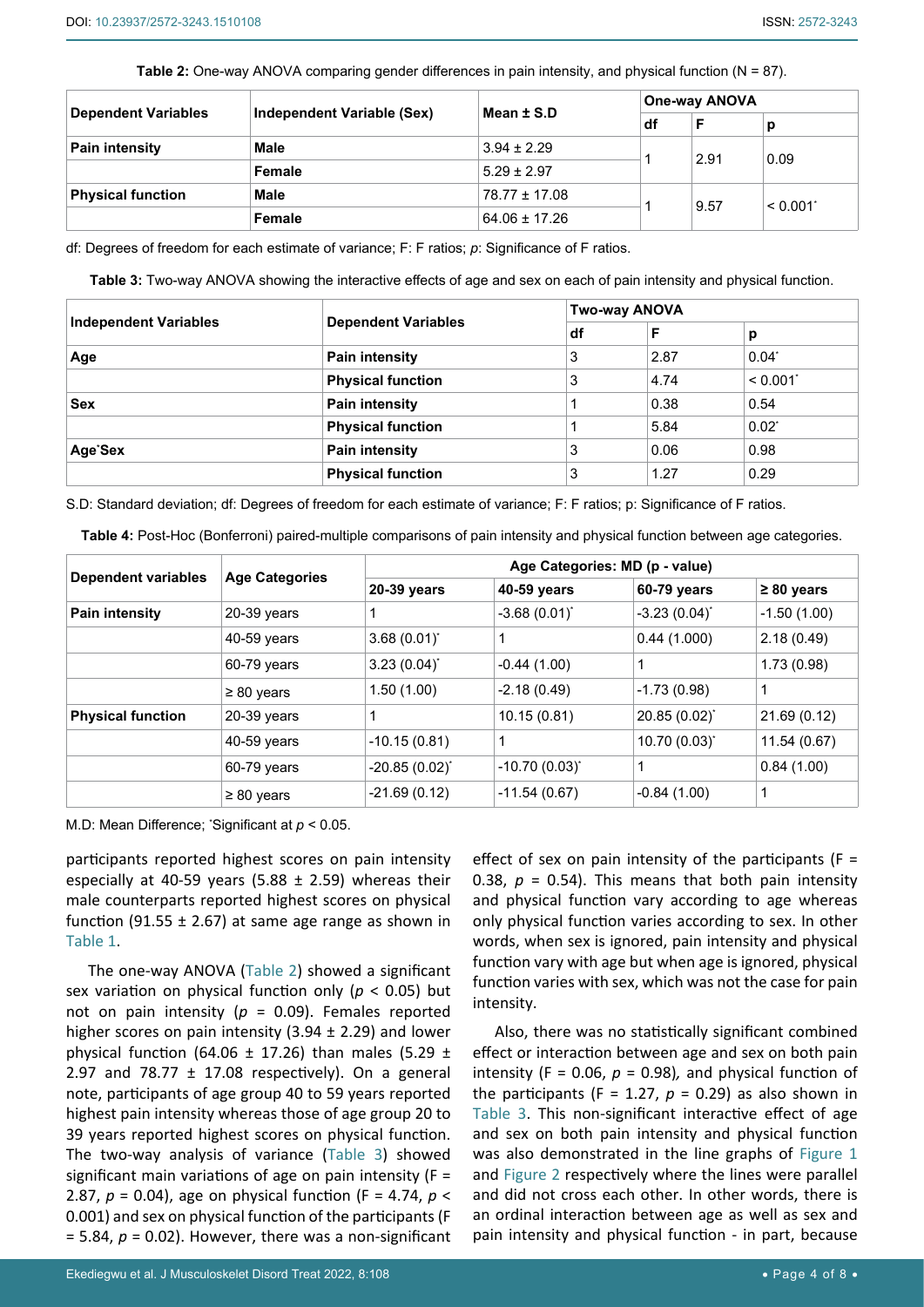**Table 2:** One-way ANOVA comparing gender differences in pain intensity, and physical function (N = 87).

| Dependent Variables | Independent Variable (Sex) | Mean ± S.D | One-way ANOVA | | |
|---|---|---|---|---|---|
| | | | df | F | p |
| **Pain intensity** | **Male** | 3.94 ± 2.29 | 1 | 2.91 | 0.09 |
| | **Female** | 5.29 ± 2.97 | | | |
| **Physical function** | **Male** | 78.77 ± 17.08 | 1 | 9.57 | < 0.001* |
| | **Female** | 64.06 ± 17.26 | | | |

df: Degrees of freedom for each estimate of variance; F: F ratios; *p*: Significance of F ratios.

**Table 3:** Two-way ANOVA showing the interactive effects of age and sex on each of pain intensity and physical function.

| Independent Variables | Dependent Variables | Two-way ANOVA | | |
|---|---|---|---|---|
| | | df | F | p |
| **Age** | **Pain intensity** | 3 | 2.87 | 0.04* |
| | **Physical function** | 3 | 4.74 | < 0.001* |
| **Sex** | **Pain intensity** | 1 | 0.38 | 0.54 |
| | **Physical function** | 1 | 5.84 | 0.02* |
| **Age*Sex** | **Pain intensity** | 3 | 0.06 | 0.98 |
| | **Physical function** | 3 | 1.27 | 0.29 |

S.D: Standard deviation; df: Degrees of freedom for each estimate of variance; F: F ratios; p: Significance of F ratios.

**Table 4:** Post-Hoc (Bonferroni) paired-multiple comparisons of pain intensity and physical function between age categories.

| Dependent variables | Age Categories | Age Categories: MD (p - value) | | | |
|---|---|---|---|---|---|
| | | **20-39 years** | **40-59 years** | **60-79 years** | **≥ 80 years** |
| **Pain intensity** | 20-39 years | 1 | -3.68 (0.01)* | -3.23 (0.04)* | -1.50 (1.00) |
| | 40-59 years | 3.68 (0.01)* | 1 | 0.44 (1.000) | 2.18 (0.49) |
| | 60-79 years | 3.23 (0.04)* | -0.44 (1.00) | 1 | 1.73 (0.98) |
| | ≥ 80 years | 1.50 (1.00) | -2.18 (0.49) | -1.73 (0.98) | 1 |
| **Physical function** | 20-39 years | 1 | 10.15 (0.81) | 20.85 (0.02)* | 21.69 (0.12) |
| | 40-59 years | -10.15 (0.81) | 1 | 10.70 (0.03)* | 11.54 (0.67) |
| | 60-79 years | -20.85 (0.02)* | -10.70 (0.03)* | 1 | 0.84 (1.00) |
| | ≥ 80 years | -21.69 (0.12) | -11.54 (0.67) | -0.84 (1.00) | 1 |

M.D: Mean Difference; *Significant at $p < 0.05$.

participants reported highest scores on pain intensity especially at 40-59 years (5.88 ± 2.59) whereas their male counterparts reported highest scores on physical function (91.55 ± 2.67) at same age range as shown in Table 1.

The one-way ANOVA (Table 2) showed a significant sex variation on physical function only ($p < 0.05$) but not on pain intensity ($p = 0.09$). Females reported higher scores on pain intensity (3.94 ± 2.29) and lower physical function (64.06 ± 17.26) than males (5.29 ± 2.97 and 78.77 ± 17.08 respectively). On a general note, participants of age group 40 to 59 years reported highest pain intensity whereas those of age group 20 to 39 years reported highest scores on physical function. The two-way analysis of variance (Table 3) showed significant main variations of age on pain intensity (F = 2.87, $p = 0.04$), age on physical function (F = 4.74, $p < 0.001$) and sex on physical function of the participants (F = 5.84, $p = 0.02$). However, there was a non-significant effect of sex on pain intensity of the participants (F = 0.38, $p = 0.54$). This means that both pain intensity and physical function vary according to age whereas only physical function varies according to sex. In other words, when sex is ignored, pain intensity and physical function vary with age but when age is ignored, physical function varies with sex, which was not the case for pain intensity.

Also, there was no statistically significant combined effect or interaction between age and sex on both pain intensity (F = 0.06, $p = 0.98$), and physical function of the participants (F = 1.27, $p = 0.29$) as also shown in Table 3. This non-significant interactive effect of age and sex on both pain intensity and physical function was also demonstrated in the line graphs of Figure 1 and Figure 2 respectively where the lines were parallel and did not cross each other. In other words, there is an ordinal interaction between age as well as sex and pain intensity and physical function - in part, because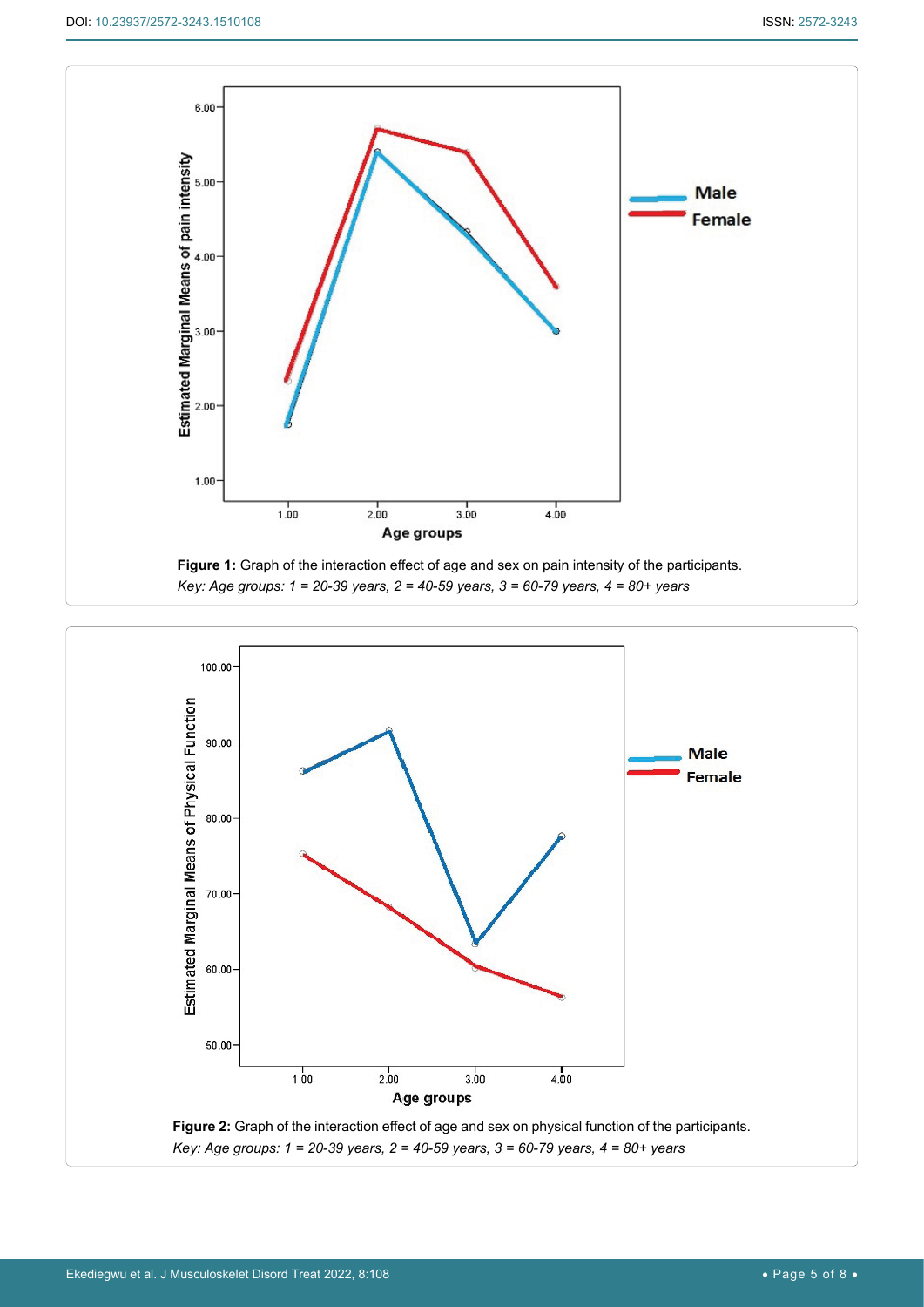**Figure 1:** Graph of the interaction effect of age and sex on pain intensity of the participants.
*Key: Age groups: 1 = 20-39 years, 2 = 40-59 years, 3 = 60-79 years, 4 = 80+ years*

**Figure 2:** Graph of the interaction effect of age and sex on physical function of the participants.
*Key: Age groups: 1 = 20-39 years, 2 = 40-59 years, 3 = 60-79 years, 4 = 80+ years*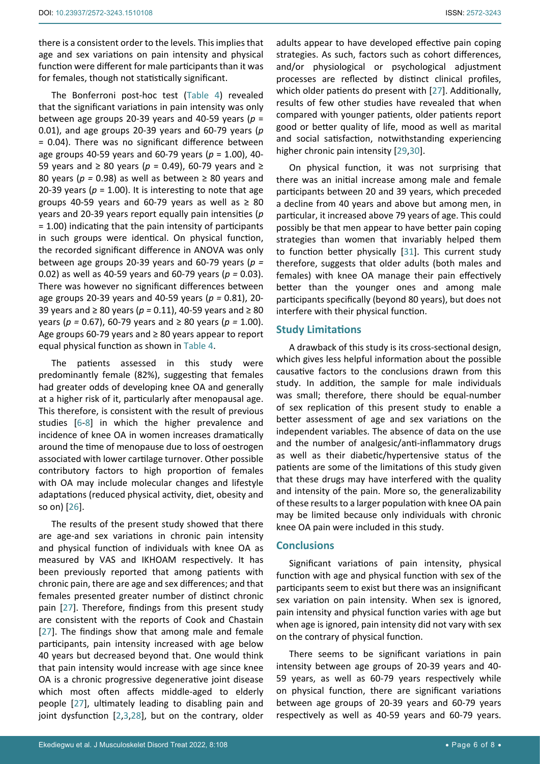there is a consistent order to the levels. This implies that age and sex variations on pain intensity and physical function were different for male participants than it was for females, though not statistically significant.

The Bonferroni post-hoc test (Table 4) revealed that the significant variations in pain intensity was only between age groups 20-39 years and 40-59 years ($p$ = 0.01), and age groups 20-39 years and 60-79 years ($p$ = 0.04). There was no significant difference between age groups 40-59 years and 60-79 years ($p$ = 1.00), 40-59 years and ≥ 80 years ($p$ = 0.49), 60-79 years and ≥ 80 years ($p$ = 0.98) as well as between ≥ 80 years and 20-39 years ($p$ = 1.00). It is interesting to note that age groups 40-59 years and 60-79 years as well as ≥ 80 years and 20-39 years report equally pain intensities ($p$ = 1.00) indicating that the pain intensity of participants in such groups were identical. On physical function, the recorded significant difference in ANOVA was only between age groups 20-39 years and 60-79 years ($p$ = 0.02) as well as 40-59 years and 60-79 years ($p$ = 0.03). There was however no significant differences between age groups 20-39 years and 40-59 years ($p$ = 0.81), 20-39 years and ≥ 80 years ($p$ = 0.11), 40-59 years and ≥ 80 years ($p$ = 0.67), 60-79 years and ≥ 80 years ($p$ = 1.00). Age groups 60-79 years and ≥ 80 years appear to report equal physical function as shown in Table 4.

The patients assessed in this study were predominantly female (82%), suggesting that females had greater odds of developing knee OA and generally at a higher risk of it, particularly after menopausal age. This therefore, is consistent with the result of previous studies [6-8] in which the higher prevalence and incidence of knee OA in women increases dramatically around the time of menopause due to loss of oestrogen associated with lower cartilage turnover. Other possible contributory factors to high proportion of females with OA may include molecular changes and lifestyle adaptations (reduced physical activity, diet, obesity and so on) [26].

The results of the present study showed that there are age-and sex variations in chronic pain intensity and physical function of individuals with knee OA as measured by VAS and IKHOAM respectively. It has been previously reported that among patients with chronic pain, there are age and sex differences; and that females presented greater number of distinct chronic pain [27]. Therefore, findings from this present study are consistent with the reports of Cook and Chastain [27]. The findings show that among male and female participants, pain intensity increased with age below 40 years but decreased beyond that. One would think that pain intensity would increase with age since knee OA is a chronic progressive degenerative joint disease which most often affects middle-aged to elderly people [27], ultimately leading to disabling pain and joint dysfunction [2,3,28], but on the contrary, older adults appear to have developed effective pain coping strategies. As such, factors such as cohort differences, and/or physiological or psychological adjustment processes are reflected by distinct clinical profiles, which older patients do present with [27]. Additionally, results of few other studies have revealed that when compared with younger patients, older patients report good or better quality of life, mood as well as marital and social satisfaction, notwithstanding experiencing higher chronic pain intensity [29,30].

On physical function, it was not surprising that there was an initial increase among male and female participants between 20 and 39 years, which preceded a decline from 40 years and above but among men, in particular, it increased above 79 years of age. This could possibly be that men appear to have better pain coping strategies than women that invariably helped them to function better physically [31]. This current study therefore, suggests that older adults (both males and females) with knee OA manage their pain effectively better than the younger ones and among male participants specifically (beyond 80 years), but does not interfere with their physical function.

## Study Limitations

A drawback of this study is its cross-sectional design, which gives less helpful information about the possible causative factors to the conclusions drawn from this study. In addition, the sample for male individuals was small; therefore, there should be equal-number of sex replication of this present study to enable a better assessment of age and sex variations on the independent variables. The absence of data on the use and the number of analgesic/anti-inflammatory drugs as well as their diabetic/hypertensive status of the patients are some of the limitations of this study given that these drugs may have interfered with the quality and intensity of the pain. More so, the generalizability of these results to a larger population with knee OA pain may be limited because only individuals with chronic knee OA pain were included in this study.

## Conclusions

Significant variations of pain intensity, physical function with age and physical function with sex of the participants seem to exist but there was an insignificant sex variation on pain intensity. When sex is ignored, pain intensity and physical function varies with age but when age is ignored, pain intensity did not vary with sex on the contrary of physical function.

There seems to be significant variations in pain intensity between age groups of 20-39 years and 40-59 years, as well as 60-79 years respectively while on physical function, there are significant variations between age groups of 20-39 years and 60-79 years respectively as well as 40-59 years and 60-79 years.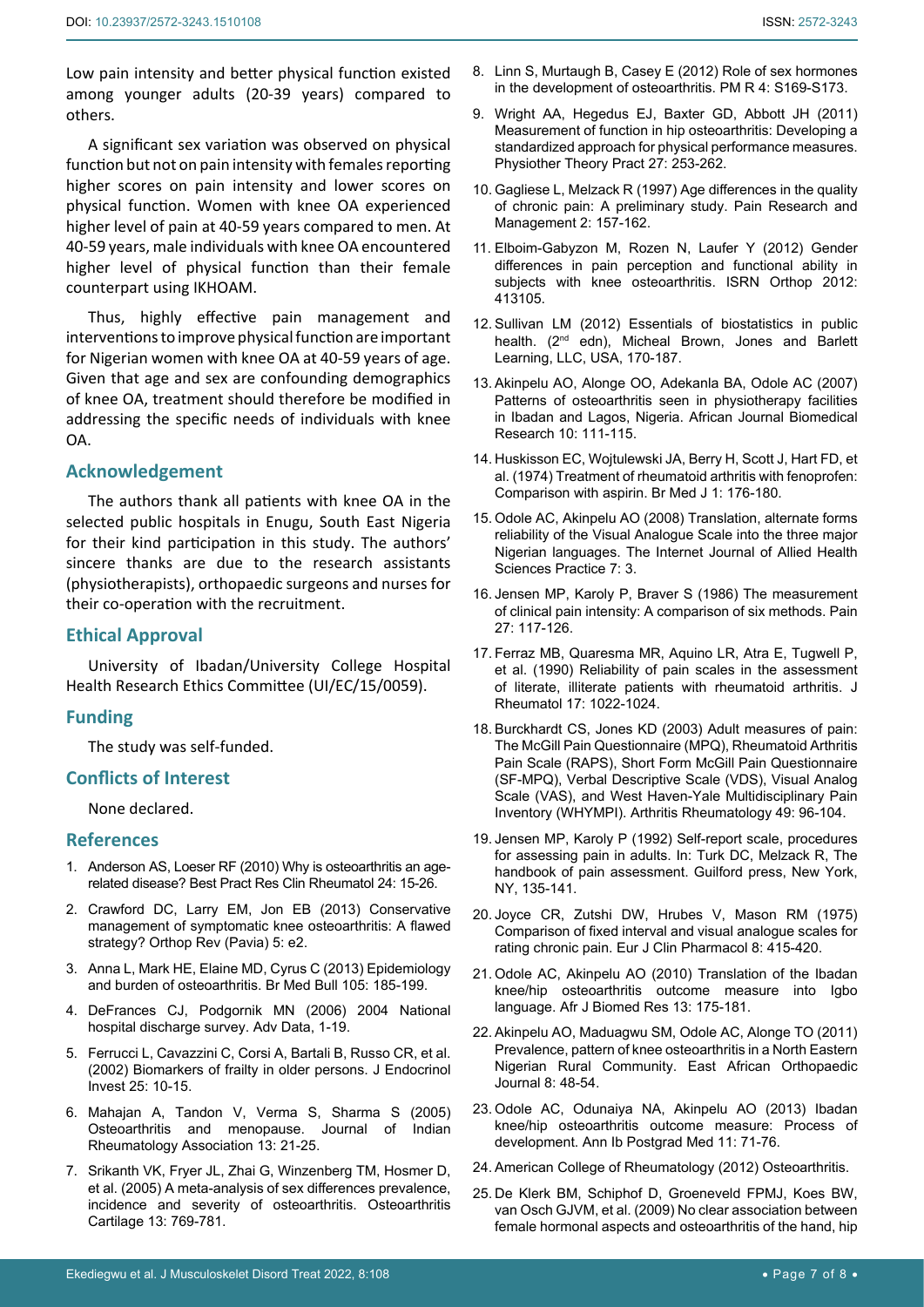Low pain intensity and better physical function existed among younger adults (20-39 years) compared to others.

A significant sex variation was observed on physical function but not on pain intensity with females reporting higher scores on pain intensity and lower scores on physical function. Women with knee OA experienced higher level of pain at 40-59 years compared to men. At 40-59 years, male individuals with knee OA encountered higher level of physical function than their female counterpart using IKHOAM.

Thus, highly effective pain management and interventions to improve physical function are important for Nigerian women with knee OA at 40-59 years of age. Given that age and sex are confounding demographics of knee OA, treatment should therefore be modified in addressing the specific needs of individuals with knee OA.

## Acknowledgement

The authors thank all patients with knee OA in the selected public hospitals in Enugu, South East Nigeria for their kind participation in this study. The authors' sincere thanks are due to the research assistants (physiotherapists), orthopaedic surgeons and nurses for their co-operation with the recruitment.

## Ethical Approval

University of Ibadan/University College Hospital Health Research Ethics Committee (UI/EC/15/0059).

## Funding

The study was self-funded.

## Conflicts of Interest

None declared.

## References

1. Anderson AS, Loeser RF (2010) Why is osteoarthritis an age-related disease? Best Pract Res Clin Rheumatol 24: 15-26.
2. Crawford DC, Larry EM, Jon EB (2013) Conservative management of symptomatic knee osteoarthritis: A flawed strategy? Orthop Rev (Pavia) 5: e2.
3. Anna L, Mark HE, Elaine MD, Cyrus C (2013) Epidemiology and burden of osteoarthritis. Br Med Bull 105: 185-199.
4. DeFrances CJ, Podgornik MN (2006) 2004 National hospital discharge survey. Adv Data, 1-19.
5. Ferrucci L, Cavazzini C, Corsi A, Bartali B, Russo CR, et al. (2002) Biomarkers of frailty in older persons. J Endocrinol Invest 25: 10-15.
6. Mahajan A, Tandon V, Verma S, Sharma S (2005) Osteoarthritis and menopause. Journal of Indian Rheumatology Association 13: 21-25.
7. Srikanth VK, Fryer JL, Zhai G, Winzenberg TM, Hosmer D, et al. (2005) A meta-analysis of sex differences prevalence, incidence and severity of osteoarthritis. Osteoarthritis Cartilage 13: 769-781.
8. Linn S, Murtaugh B, Casey E (2012) Role of sex hormones in the development of osteoarthritis. PM R 4: S169-S173.
9. Wright AA, Hegedus EJ, Baxter GD, Abbott JH (2011) Measurement of function in hip osteoarthritis: Developing a standardized approach for physical performance measures. Physiother Theory Pract 27: 253-262.
10. Gagliese L, Melzack R (1997) Age differences in the quality of chronic pain: A preliminary study. Pain Research and Management 2: 157-162.
11. Elboim-Gabyzon M, Rozen N, Laufer Y (2012) Gender differences in pain perception and functional ability in subjects with knee osteoarthritis. ISRN Orthop 2012: 413105.
12. Sullivan LM (2012) Essentials of biostatistics in public health. (2nd edn), Micheal Brown, Jones and Barlett Learning, LLC, USA, 170-187.
13. Akinpelu AO, Alonge OO, Adekanla BA, Odole AC (2007) Patterns of osteoarthritis seen in physiotherapy facilities in Ibadan and Lagos, Nigeria. African Journal Biomedical Research 10: 111-115.
14. Huskisson EC, Wojtulewski JA, Berry H, Scott J, Hart FD, et al. (1974) Treatment of rheumatoid arthritis with fenoprofen: Comparison with aspirin. Br Med J 1: 176-180.
15. Odole AC, Akinpelu AO (2008) Translation, alternate forms reliability of the Visual Analogue Scale into the three major Nigerian languages. The Internet Journal of Allied Health Sciences Practice 7: 3.
16. Jensen MP, Karoly P, Braver S (1986) The measurement of clinical pain intensity: A comparison of six methods. Pain 27: 117-126.
17. Ferraz MB, Quaresma MR, Aquino LR, Atra E, Tugwell P, et al. (1990) Reliability of pain scales in the assessment of literate, illiterate patients with rheumatoid arthritis. J Rheumatol 17: 1022-1024.
18. Burckhardt CS, Jones KD (2003) Adult measures of pain: The McGill Pain Questionnaire (MPQ), Rheumatoid Arthritis Pain Scale (RAPS), Short Form McGill Pain Questionnaire (SF-MPQ), Verbal Descriptive Scale (VDS), Visual Analog Scale (VAS), and West Haven-Yale Multidisciplinary Pain Inventory (WHYMPI). Arthritis Rheumatology 49: 96-104.
19. Jensen MP, Karoly P (1992) Self-report scale, procedures for assessing pain in adults. In: Turk DC, Melzack R, The handbook of pain assessment. Guilford press, New York, NY, 135-141.
20. Joyce CR, Zutshi DW, Hrubes V, Mason RM (1975) Comparison of fixed interval and visual analogue scales for rating chronic pain. Eur J Clin Pharmacol 8: 415-420.
21. Odole AC, Akinpelu AO (2010) Translation of the Ibadan knee/hip osteoarthritis outcome measure into Igbo language. Afr J Biomed Res 13: 175-181.
22. Akinpelu AO, Maduagwu SM, Odole AC, Alonge TO (2011) Prevalence, pattern of knee osteoarthritis in a North Eastern Nigerian Rural Community. East African Orthopaedic Journal 8: 48-54.
23. Odole AC, Odunaiya NA, Akinpelu AO (2013) Ibadan knee/hip osteoarthritis outcome measure: Process of development. Ann Ib Postgrad Med 11: 71-76.
24. American College of Rheumatology (2012) Osteoarthritis.
25. De Klerk BM, Schiphof D, Groeneveld FPMJ, Koes BW, van Osch GJVM, et al. (2009) No clear association between female hormonal aspects and osteoarthritis of the hand, hip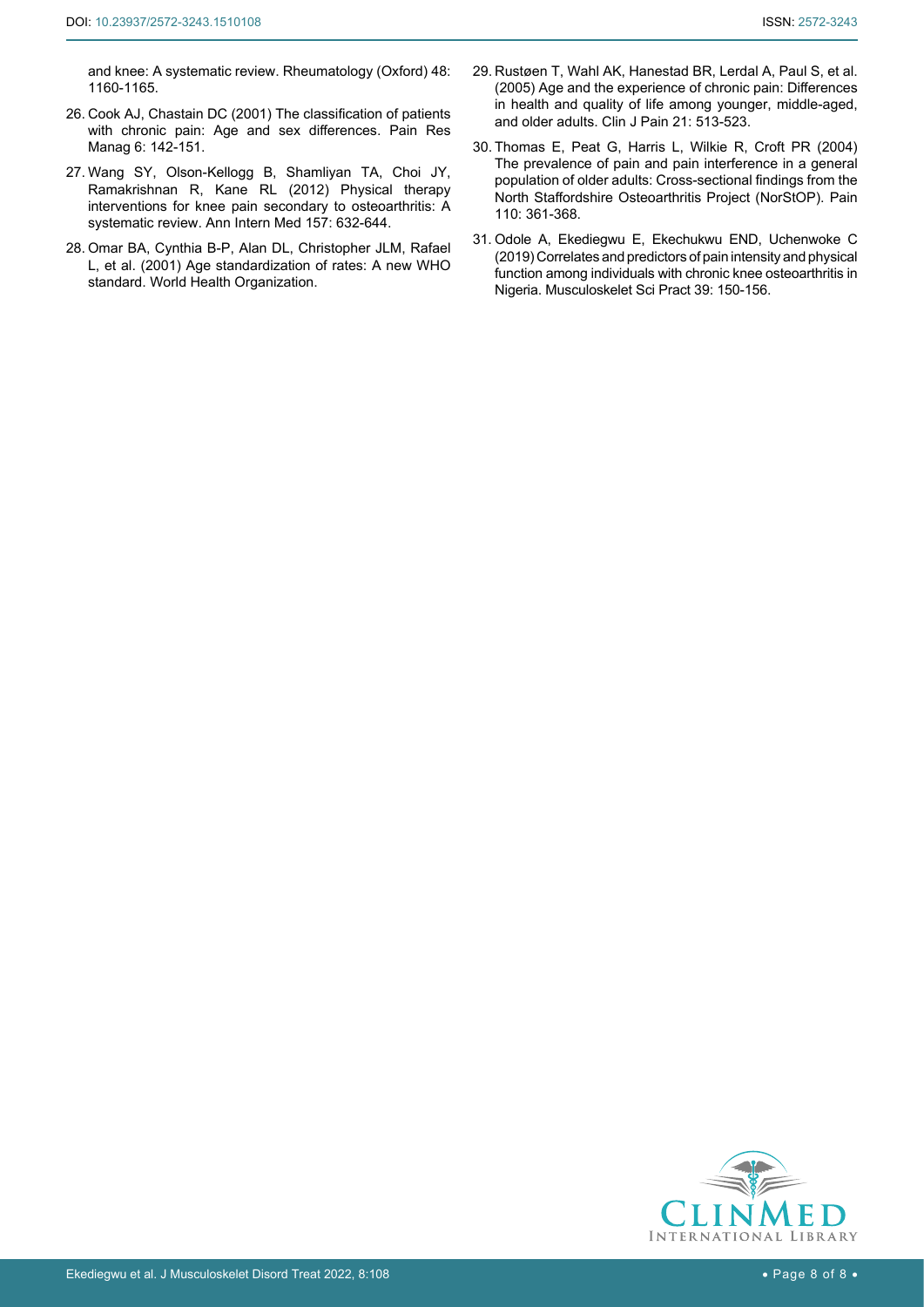and knee: A systematic review. Rheumatology (Oxford) 48: 1160-1165.

26. Cook AJ, Chastain DC (2001) The classification of patients with chronic pain: Age and sex differences. Pain Res Manag 6: 142-151.
27. Wang SY, Olson-Kellogg B, Shamliyan TA, Choi JY, Ramakrishnan R, Kane RL (2012) Physical therapy interventions for knee pain secondary to osteoarthritis: A systematic review. Ann Intern Med 157: 632-644.
28. Omar BA, Cynthia B-P, Alan DL, Christopher JLM, Rafael L, et al. (2001) Age standardization of rates: A new WHO standard. World Health Organization.
29. Rustøen T, Wahl AK, Hanestad BR, Lerdal A, Paul S, et al. (2005) Age and the experience of chronic pain: Differences in health and quality of life among younger, middle-aged, and older adults. Clin J Pain 21: 513-523.
30. Thomas E, Peat G, Harris L, Wilkie R, Croft PR (2004) The prevalence of pain and pain interference in a general population of older adults: Cross-sectional findings from the North Staffordshire Osteoarthritis Project (NorStOP). Pain 110: 361-368.
31. Odole A, Ekediegwu E, Ekechukwu END, Uchenwoke C (2019) Correlates and predictors of pain intensity and physical function among individuals with chronic knee osteoarthritis in Nigeria. Musculoskelet Sci Pract 39: 150-156.